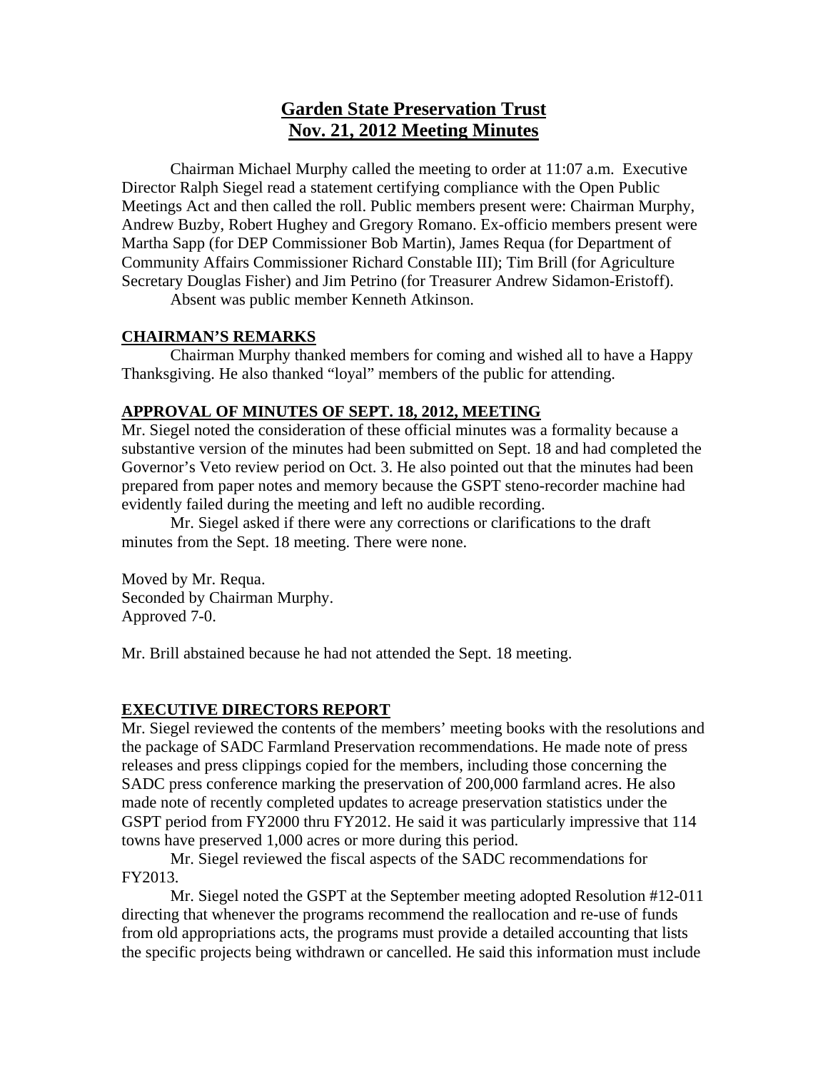# Garden State Preservation Trust
# Nov. 21, 2012 Meeting Minutes

Chairman Michael Murphy called the meeting to order at 11:07 a.m. Executive Director Ralph Siegel read a statement certifying compliance with the Open Public Meetings Act and then called the roll. Public members present were: Chairman Murphy, Andrew Buzby, Robert Hughey and Gregory Romano. Ex-officio members present were Martha Sapp (for DEP Commissioner Bob Martin), James Requa (for Department of Community Affairs Commissioner Richard Constable III); Tim Brill (for Agriculture Secretary Douglas Fisher) and Jim Petrino (for Treasurer Andrew Sidamon-Eristoff).

Absent was public member Kenneth Atkinson.

## CHAIRMAN'S REMARKS

Chairman Murphy thanked members for coming and wished all to have a Happy Thanksgiving. He also thanked "loyal" members of the public for attending.

## APPROVAL OF MINUTES OF SEPT. 18, 2012, MEETING

Mr. Siegel noted the consideration of these official minutes was a formality because a substantive version of the minutes had been submitted on Sept. 18 and had completed the Governor's Veto review period on Oct. 3. He also pointed out that the minutes had been prepared from paper notes and memory because the GSPT steno-recorder machine had evidently failed during the meeting and left no audible recording.

Mr. Siegel asked if there were any corrections or clarifications to the draft minutes from the Sept. 18 meeting. There were none.

Moved by Mr. Requa.
Seconded by Chairman Murphy.
Approved 7-0.

Mr. Brill abstained because he had not attended the Sept. 18 meeting.

## EXECUTIVE DIRECTORS REPORT

Mr. Siegel reviewed the contents of the members' meeting books with the resolutions and the package of SADC Farmland Preservation recommendations. He made note of press releases and press clippings copied for the members, including those concerning the SADC press conference marking the preservation of 200,000 farmland acres. He also made note of recently completed updates to acreage preservation statistics under the GSPT period from FY2000 thru FY2012. He said it was particularly impressive that 114 towns have preserved 1,000 acres or more during this period.

Mr. Siegel reviewed the fiscal aspects of the SADC recommendations for FY2013.

Mr. Siegel noted the GSPT at the September meeting adopted Resolution #12-011 directing that whenever the programs recommend the reallocation and re-use of funds from old appropriations acts, the programs must provide a detailed accounting that lists the specific projects being withdrawn or cancelled. He said this information must include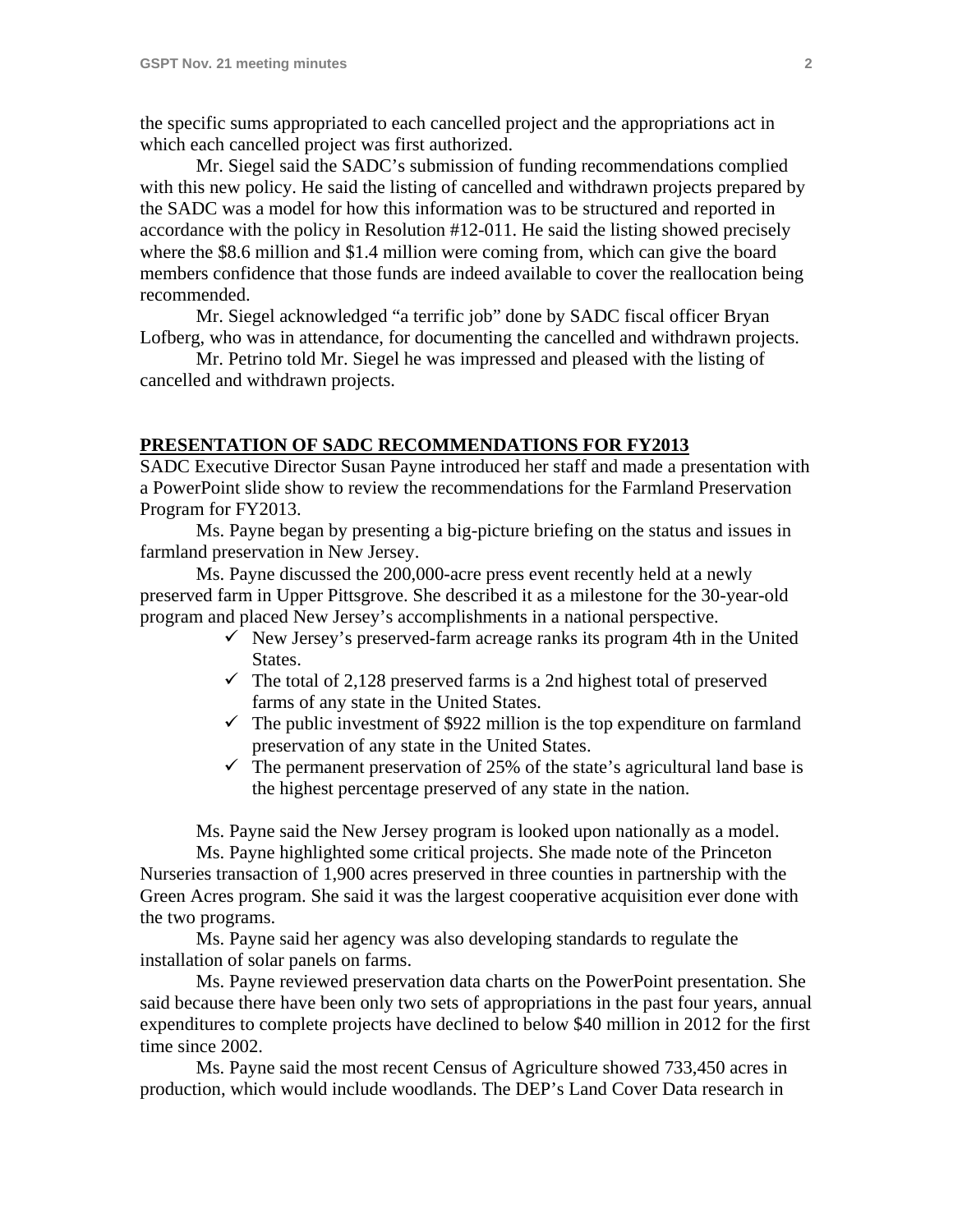the specific sums appropriated to each cancelled project and the appropriations act in which each cancelled project was first authorized.

Mr. Siegel said the SADC's submission of funding recommendations complied with this new policy. He said the listing of cancelled and withdrawn projects prepared by the SADC was a model for how this information was to be structured and reported in accordance with the policy in Resolution #12-011. He said the listing showed precisely where the $8.6 million and $1.4 million were coming from, which can give the board members confidence that those funds are indeed available to cover the reallocation being recommended.

Mr. Siegel acknowledged "a terrific job" done by SADC fiscal officer Bryan Lofberg, who was in attendance, for documenting the cancelled and withdrawn projects.

Mr. Petrino told Mr. Siegel he was impressed and pleased with the listing of cancelled and withdrawn projects.

## PRESENTATION OF SADC RECOMMENDATIONS FOR FY2013

SADC Executive Director Susan Payne introduced her staff and made a presentation with a PowerPoint slide show to review the recommendations for the Farmland Preservation Program for FY2013.

Ms. Payne began by presenting a big-picture briefing on the status and issues in farmland preservation in New Jersey.

Ms. Payne discussed the 200,000-acre press event recently held at a newly preserved farm in Upper Pittsgrove. She described it as a milestone for the 30-year-old program and placed New Jersey's accomplishments in a national perspective.

- ✓ New Jersey's preserved-farm acreage ranks its program 4th in the United States.
- ✓ The total of 2,128 preserved farms is a 2nd highest total of preserved farms of any state in the United States.
- ✓ The public investment of $922 million is the top expenditure on farmland preservation of any state in the United States.
- ✓ The permanent preservation of 25% of the state's agricultural land base is the highest percentage preserved of any state in the nation.

Ms. Payne said the New Jersey program is looked upon nationally as a model.

Ms. Payne highlighted some critical projects. She made note of the Princeton Nurseries transaction of 1,900 acres preserved in three counties in partnership with the Green Acres program. She said it was the largest cooperative acquisition ever done with the two programs.

Ms. Payne said her agency was also developing standards to regulate the installation of solar panels on farms.

Ms. Payne reviewed preservation data charts on the PowerPoint presentation. She said because there have been only two sets of appropriations in the past four years, annual expenditures to complete projects have declined to below $40 million in 2012 for the first time since 2002.

Ms. Payne said the most recent Census of Agriculture showed 733,450 acres in production, which would include woodlands. The DEP's Land Cover Data research in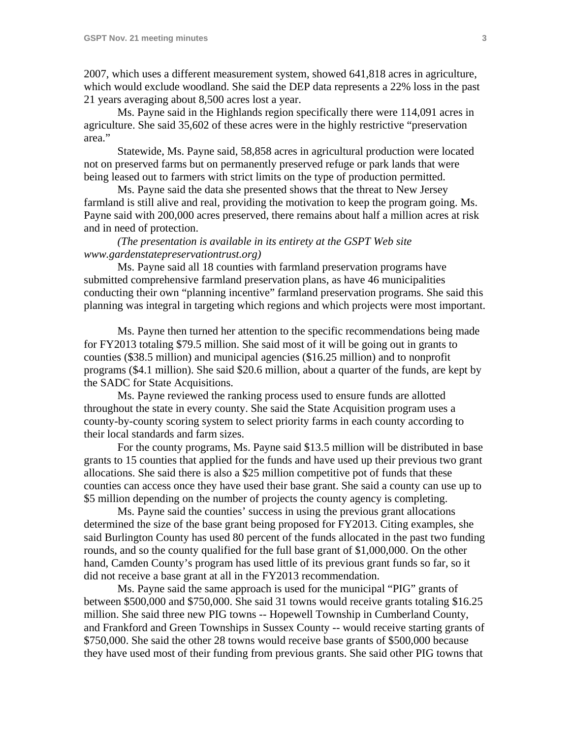2007, which uses a different measurement system, showed 641,818 acres in agriculture, which would exclude woodland. She said the DEP data represents a 22% loss in the past 21 years averaging about 8,500 acres lost a year.

Ms. Payne said in the Highlands region specifically there were 114,091 acres in agriculture. She said 35,602 of these acres were in the highly restrictive "preservation area."

Statewide, Ms. Payne said, 58,858 acres in agricultural production were located not on preserved farms but on permanently preserved refuge or park lands that were being leased out to farmers with strict limits on the type of production permitted.

Ms. Payne said the data she presented shows that the threat to New Jersey farmland is still alive and real, providing the motivation to keep the program going. Ms. Payne said with 200,000 acres preserved, there remains about half a million acres at risk and in need of protection.

*(The presentation is available in its entirety at the GSPT Web site www.gardenstatepreservationtrust.org)*

Ms. Payne said all 18 counties with farmland preservation programs have submitted comprehensive farmland preservation plans, as have 46 municipalities conducting their own "planning incentive" farmland preservation programs. She said this planning was integral in targeting which regions and which projects were most important.

Ms. Payne then turned her attention to the specific recommendations being made for FY2013 totaling $79.5 million. She said most of it will be going out in grants to counties ($38.5 million) and municipal agencies ($16.25 million) and to nonprofit programs ($4.1 million). She said $20.6 million, about a quarter of the funds, are kept by the SADC for State Acquisitions.

Ms. Payne reviewed the ranking process used to ensure funds are allotted throughout the state in every county. She said the State Acquisition program uses a county-by-county scoring system to select priority farms in each county according to their local standards and farm sizes.

For the county programs, Ms. Payne said $13.5 million will be distributed in base grants to 15 counties that applied for the funds and have used up their previous two grant allocations. She said there is also a $25 million competitive pot of funds that these counties can access once they have used their base grant. She said a county can use up to $5 million depending on the number of projects the county agency is completing.

Ms. Payne said the counties' success in using the previous grant allocations determined the size of the base grant being proposed for FY2013. Citing examples, she said Burlington County has used 80 percent of the funds allocated in the past two funding rounds, and so the county qualified for the full base grant of $1,000,000. On the other hand, Camden County's program has used little of its previous grant funds so far, so it did not receive a base grant at all in the FY2013 recommendation.

Ms. Payne said the same approach is used for the municipal "PIG" grants of between $500,000 and $750,000. She said 31 towns would receive grants totaling $16.25 million. She said three new PIG towns -- Hopewell Township in Cumberland County, and Frankford and Green Townships in Sussex County -- would receive starting grants of $750,000. She said the other 28 towns would receive base grants of $500,000 because they have used most of their funding from previous grants. She said other PIG towns that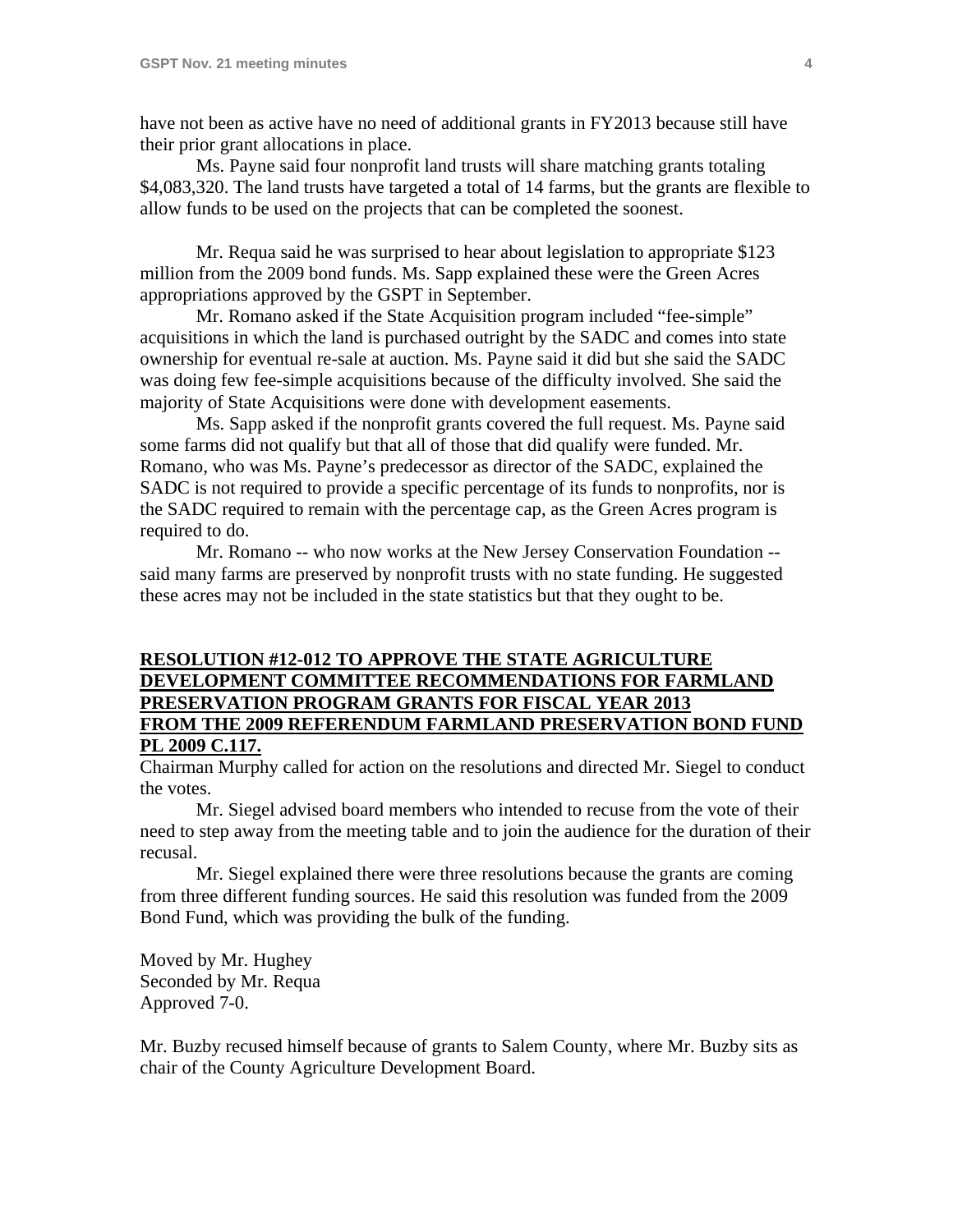have not been as active have no need of additional grants in FY2013 because still have their prior grant allocations in place.

Ms. Payne said four nonprofit land trusts will share matching grants totaling $4,083,320. The land trusts have targeted a total of 14 farms, but the grants are flexible to allow funds to be used on the projects that can be completed the soonest.

Mr. Requa said he was surprised to hear about legislation to appropriate $123 million from the 2009 bond funds. Ms. Sapp explained these were the Green Acres appropriations approved by the GSPT in September.

Mr. Romano asked if the State Acquisition program included "fee-simple" acquisitions in which the land is purchased outright by the SADC and comes into state ownership for eventual re-sale at auction. Ms. Payne said it did but she said the SADC was doing few fee-simple acquisitions because of the difficulty involved. She said the majority of State Acquisitions were done with development easements.

Ms. Sapp asked if the nonprofit grants covered the full request. Ms. Payne said some farms did not qualify but that all of those that did qualify were funded. Mr. Romano, who was Ms. Payne's predecessor as director of the SADC, explained the SADC is not required to provide a specific percentage of its funds to nonprofits, nor is the SADC required to remain with the percentage cap, as the Green Acres program is required to do.

Mr. Romano -- who now works at the New Jersey Conservation Foundation -- said many farms are preserved by nonprofit trusts with no state funding. He suggested these acres may not be included in the state statistics but that they ought to be.

**RESOLUTION #12-012 TO APPROVE THE STATE AGRICULTURE DEVELOPMENT COMMITTEE RECOMMENDATIONS FOR FARMLAND PRESERVATION PROGRAM GRANTS FOR FISCAL YEAR 2013 FROM THE 2009 REFERENDUM FARMLAND PRESERVATION BOND FUND PL 2009 C.117.**

Chairman Murphy called for action on the resolutions and directed Mr. Siegel to conduct the votes.

Mr. Siegel advised board members who intended to recuse from the vote of their need to step away from the meeting table and to join the audience for the duration of their recusal.

Mr. Siegel explained there were three resolutions because the grants are coming from three different funding sources. He said this resolution was funded from the 2009 Bond Fund, which was providing the bulk of the funding.

Moved by Mr. Hughey
Seconded by Mr. Requa
Approved 7-0.

Mr. Buzby recused himself because of grants to Salem County, where Mr. Buzby sits as chair of the County Agriculture Development Board.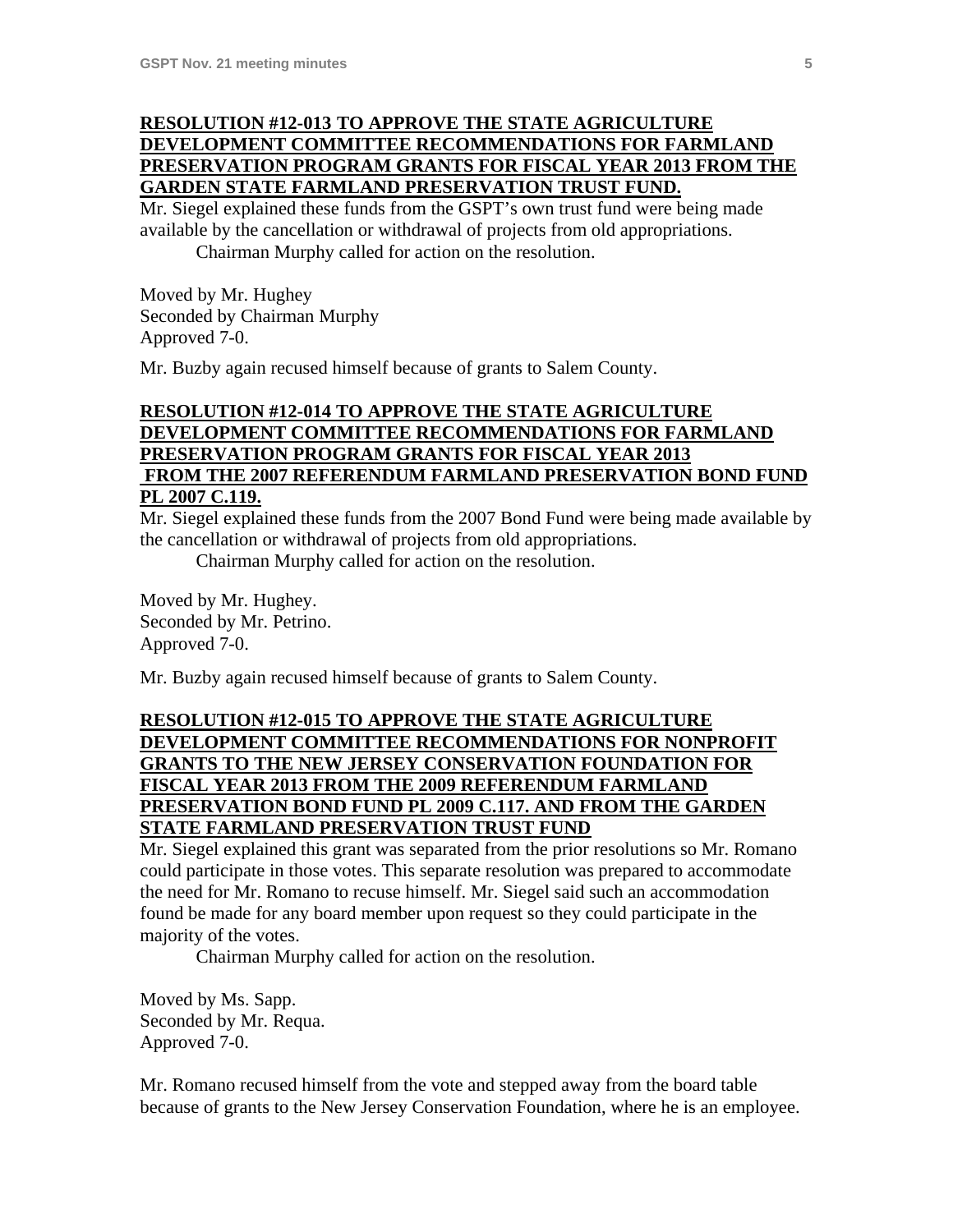**RESOLUTION #12-013 TO APPROVE THE STATE AGRICULTURE DEVELOPMENT COMMITTEE RECOMMENDATIONS FOR FARMLAND PRESERVATION PROGRAM GRANTS FOR FISCAL YEAR 2013 FROM THE GARDEN STATE FARMLAND PRESERVATION TRUST FUND.**

Mr. Siegel explained these funds from the GSPT's own trust fund were being made available by the cancellation or withdrawal of projects from old appropriations.

Chairman Murphy called for action on the resolution.

Moved by Mr. Hughey
Seconded by Chairman Murphy
Approved 7-0.

Mr. Buzby again recused himself because of grants to Salem County.

**RESOLUTION #12-014 TO APPROVE THE STATE AGRICULTURE DEVELOPMENT COMMITTEE RECOMMENDATIONS FOR FARMLAND PRESERVATION PROGRAM GRANTS FOR FISCAL YEAR 2013 FROM THE 2007 REFERENDUM FARMLAND PRESERVATION BOND FUND PL 2007 C.119.**

Mr. Siegel explained these funds from the 2007 Bond Fund were being made available by the cancellation or withdrawal of projects from old appropriations.

Chairman Murphy called for action on the resolution.

Moved by Mr. Hughey.
Seconded by Mr. Petrino.
Approved 7-0.

Mr. Buzby again recused himself because of grants to Salem County.

**RESOLUTION #12-015 TO APPROVE THE STATE AGRICULTURE DEVELOPMENT COMMITTEE RECOMMENDATIONS FOR NONPROFIT GRANTS TO THE NEW JERSEY CONSERVATION FOUNDATION FOR FISCAL YEAR 2013 FROM THE 2009 REFERENDUM FARMLAND PRESERVATION BOND FUND PL 2009 C.117. AND FROM THE GARDEN STATE FARMLAND PRESERVATION TRUST FUND**

Mr. Siegel explained this grant was separated from the prior resolutions so Mr. Romano could participate in those votes. This separate resolution was prepared to accommodate the need for Mr. Romano to recuse himself. Mr. Siegel said such an accommodation found be made for any board member upon request so they could participate in the majority of the votes.

Chairman Murphy called for action on the resolution.

Moved by Ms. Sapp.
Seconded by Mr. Requa.
Approved 7-0.

Mr. Romano recused himself from the vote and stepped away from the board table because of grants to the New Jersey Conservation Foundation, where he is an employee.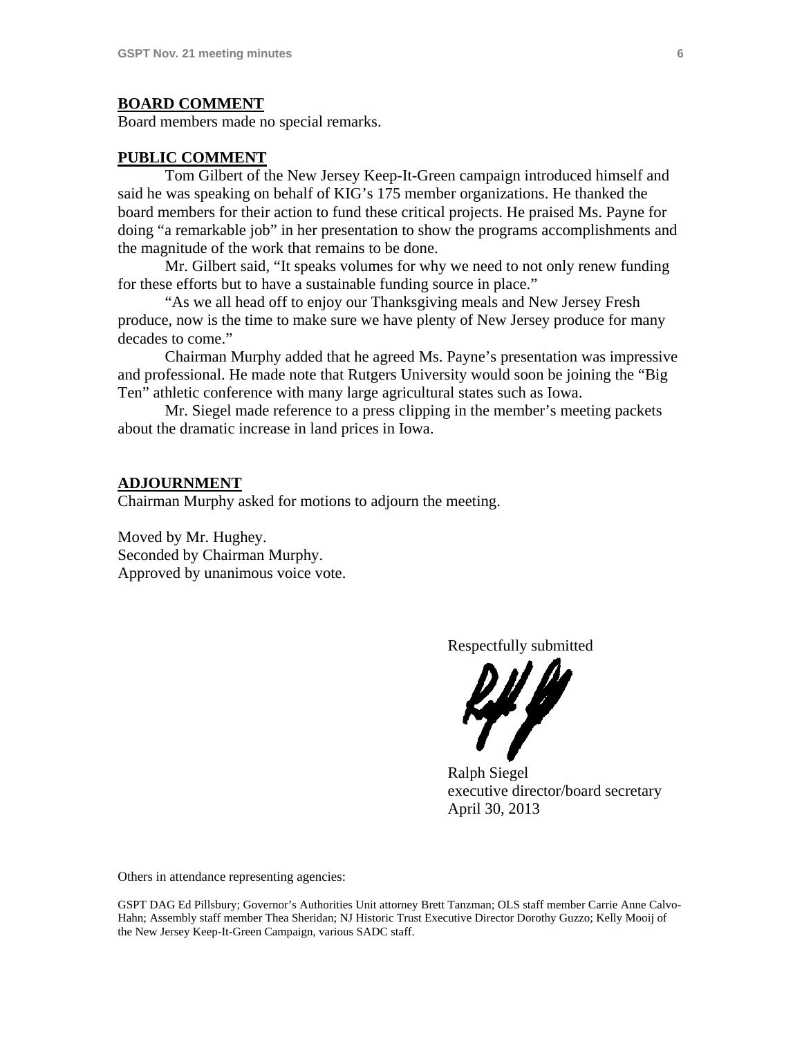## BOARD COMMENT

Board members made no special remarks.

## PUBLIC COMMENT

Tom Gilbert of the New Jersey Keep-It-Green campaign introduced himself and said he was speaking on behalf of KIG's 175 member organizations. He thanked the board members for their action to fund these critical projects. He praised Ms. Payne for doing "a remarkable job" in her presentation to show the programs accomplishments and the magnitude of the work that remains to be done.

Mr. Gilbert said, "It speaks volumes for why we need to not only renew funding for these efforts but to have a sustainable funding source in place."

"As we all head off to enjoy our Thanksgiving meals and New Jersey Fresh produce, now is the time to make sure we have plenty of New Jersey produce for many decades to come."

Chairman Murphy added that he agreed Ms. Payne's presentation was impressive and professional. He made note that Rutgers University would soon be joining the "Big Ten" athletic conference with many large agricultural states such as Iowa.

Mr. Siegel made reference to a press clipping in the member's meeting packets about the dramatic increase in land prices in Iowa.

## ADJOURNMENT

Chairman Murphy asked for motions to adjourn the meeting.

Moved by Mr. Hughey.
Seconded by Chairman Murphy.
Approved by unanimous voice vote.

Respectfully submitted

Ralph Siegel
executive director/board secretary
April 30, 2013

Others in attendance representing agencies:

GSPT DAG Ed Pillsbury; Governor's Authorities Unit attorney Brett Tanzman; OLS staff member Carrie Anne Calvo-Hahn; Assembly staff member Thea Sheridan; NJ Historic Trust Executive Director Dorothy Guzzo; Kelly Mooij of the New Jersey Keep-It-Green Campaign, various SADC staff.